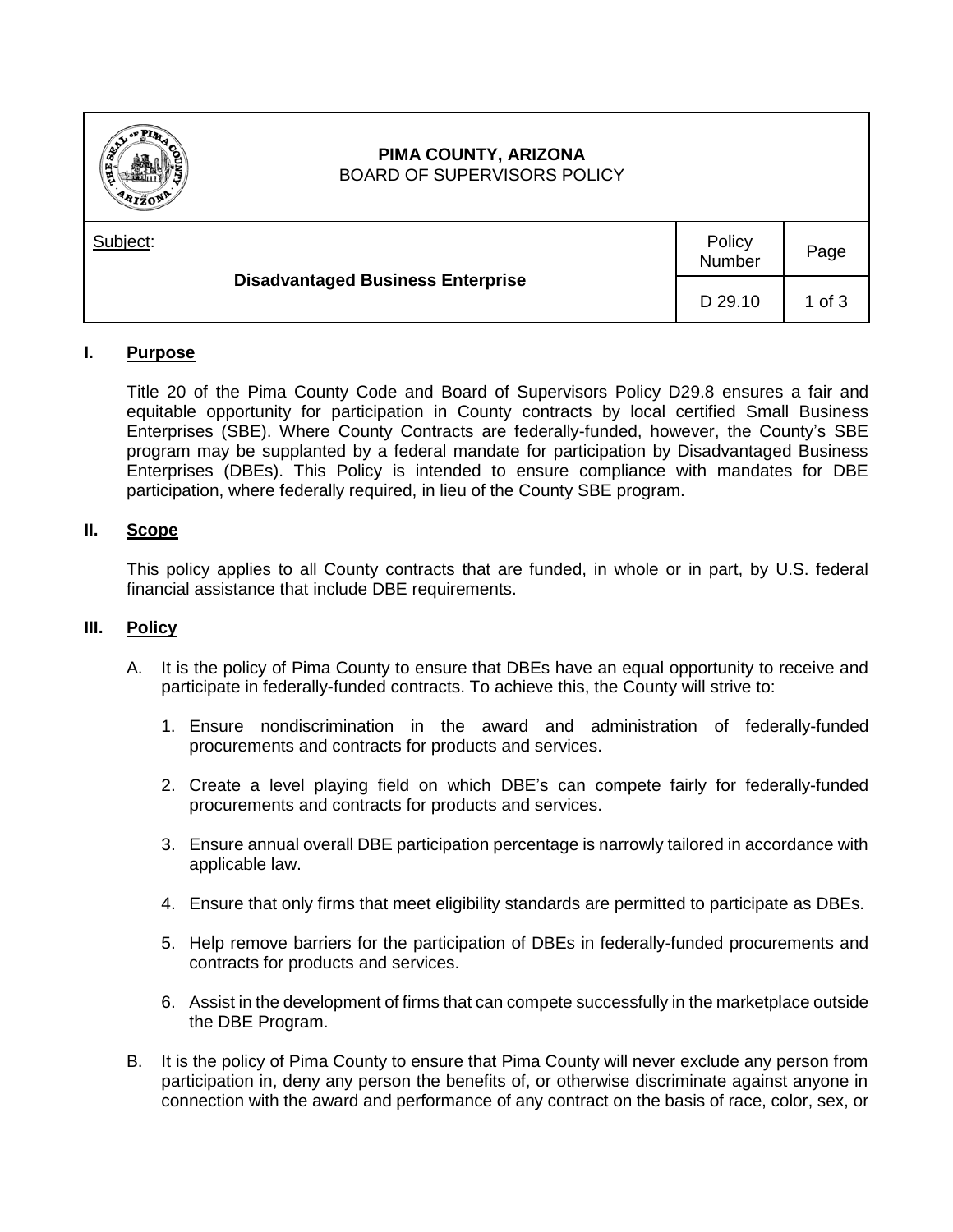**PIMA COUNTY, ARIZONA**
BOARD OF SUPERVISORS POLICY

| Subject: | Policy Number | Page |
| --- | --- | --- |
| **Disadvantaged Business Enterprise** | D 29.10 | 1 of 3 |

## I. Purpose

Title 20 of the Pima County Code and Board of Supervisors Policy D29.8 ensures a fair and equitable opportunity for participation in County contracts by local certified Small Business Enterprises (SBE). Where County Contracts are federally-funded, however, the County's SBE program may be supplanted by a federal mandate for participation by Disadvantaged Business Enterprises (DBEs). This Policy is intended to ensure compliance with mandates for DBE participation, where federally required, in lieu of the County SBE program.

## II. Scope

This policy applies to all County contracts that are funded, in whole or in part, by U.S. federal financial assistance that include DBE requirements.

## III. Policy

A. It is the policy of Pima County to ensure that DBEs have an equal opportunity to receive and participate in federally-funded contracts. To achieve this, the County will strive to:

1. Ensure nondiscrimination in the award and administration of federally-funded procurements and contracts for products and services.

2. Create a level playing field on which DBE's can compete fairly for federally-funded procurements and contracts for products and services.

3. Ensure annual overall DBE participation percentage is narrowly tailored in accordance with applicable law.

4. Ensure that only firms that meet eligibility standards are permitted to participate as DBEs.

5. Help remove barriers for the participation of DBEs in federally-funded procurements and contracts for products and services.

6. Assist in the development of firms that can compete successfully in the marketplace outside the DBE Program.

B. It is the policy of Pima County to ensure that Pima County will never exclude any person from participation in, deny any person the benefits of, or otherwise discriminate against anyone in connection with the award and performance of any contract on the basis of race, color, sex, or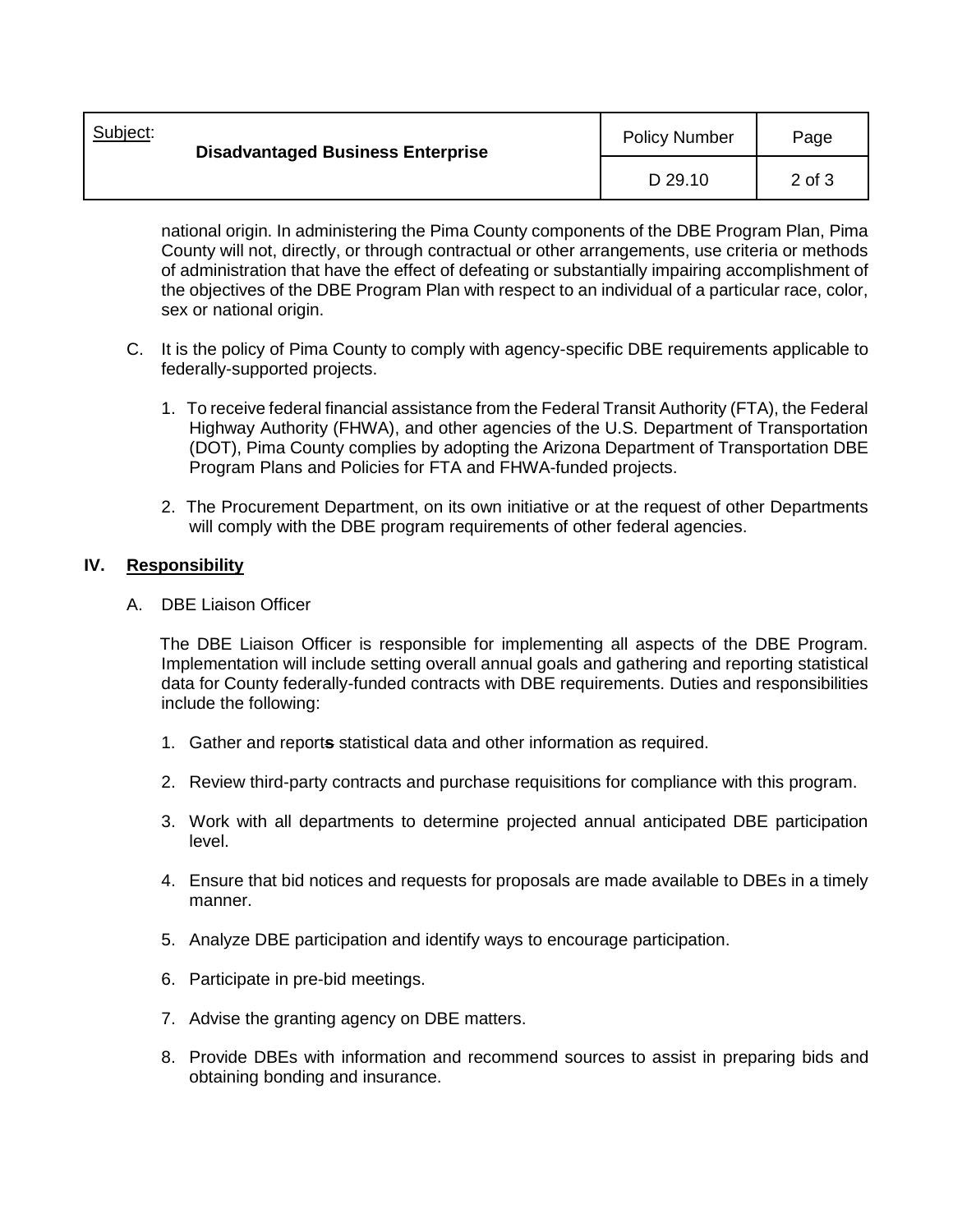national origin. In administering the Pima County components of the DBE Program Plan, Pima County will not, directly, or through contractual or other arrangements, use criteria or methods of administration that have the effect of defeating or substantially impairing accomplishment of the objectives of the DBE Program Plan with respect to an individual of a particular race, color, sex or national origin.

C. It is the policy of Pima County to comply with agency-specific DBE requirements applicable to federally-supported projects.

   1. To receive federal financial assistance from the Federal Transit Authority (FTA), the Federal Highway Authority (FHWA), and other agencies of the U.S. Department of Transportation (DOT), Pima County complies by adopting the Arizona Department of Transportation DBE Program Plans and Policies for FTA and FHWA-funded projects.

   2. The Procurement Department, on its own initiative or at the request of other Departments will comply with the DBE program requirements of other federal agencies.

## IV. Responsibility

A. DBE Liaison Officer

The DBE Liaison Officer is responsible for implementing all aspects of the DBE Program. Implementation will include setting overall annual goals and gathering and reporting statistical data for County federally-funded contracts with DBE requirements. Duties and responsibilities include the following:

   1. Gather and report~~s~~ statistical data and other information as required.

   2. Review third-party contracts and purchase requisitions for compliance with this program.

   3. Work with all departments to determine projected annual anticipated DBE participation level.

   4. Ensure that bid notices and requests for proposals are made available to DBEs in a timely manner.

   5. Analyze DBE participation and identify ways to encourage participation.

   6. Participate in pre-bid meetings.

   7. Advise the granting agency on DBE matters.

   8. Provide DBEs with information and recommend sources to assist in preparing bids and obtaining bonding and insurance.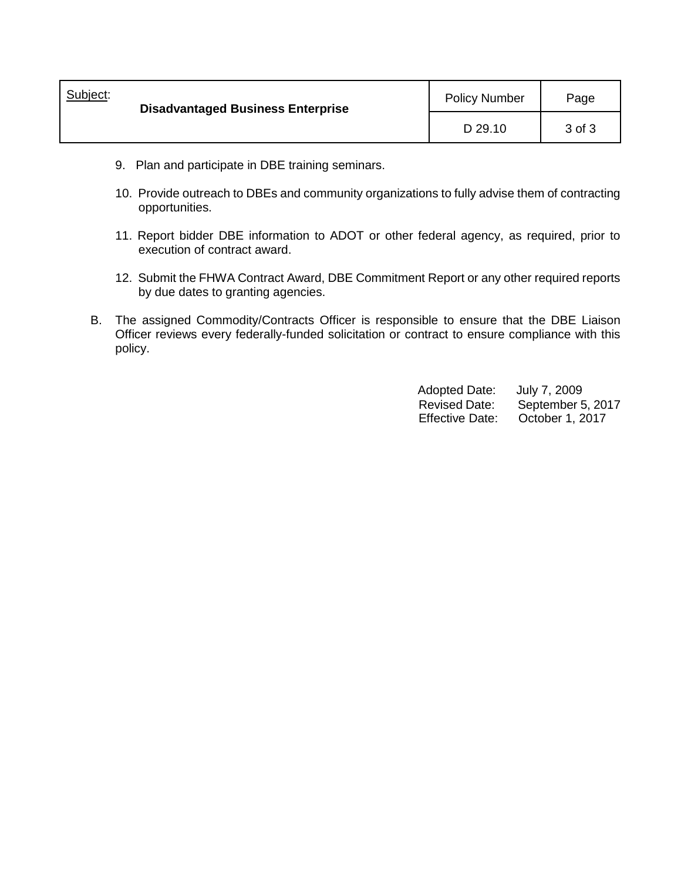9. Plan and participate in DBE training seminars.

10. Provide outreach to DBEs and community organizations to fully advise them of contracting opportunities.

11. Report bidder DBE information to ADOT or other federal agency, as required, prior to execution of contract award.

12. Submit the FHWA Contract Award, DBE Commitment Report or any other required reports by due dates to granting agencies.

B. The assigned Commodity/Contracts Officer is responsible to ensure that the DBE Liaison Officer reviews every federally-funded solicitation or contract to ensure compliance with this policy.

Adopted Date: July 7, 2009
Revised Date: September 5, 2017
Effective Date: October 1, 2017